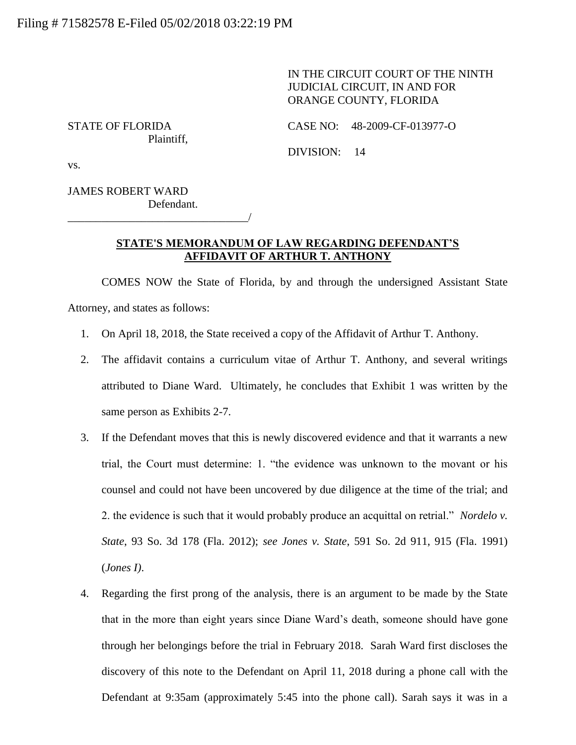Filing # 71582578 E-Filed 05/02/2018 03:22:19 PM

IN THE CIRCUIT COURT OF THE NINTH JUDICIAL CIRCUIT, IN AND FOR ORANGE COUNTY, FLORIDA

STATE OF FLORIDA
Plaintiff,

CASE NO: 48-2009-CF-013977-O

DIVISION: 14

vs.

JAMES ROBERT WARD
Defendant.
_______________________________/

**STATE'S MEMORANDUM OF LAW REGARDING DEFENDANT'S AFFIDAVIT OF ARTHUR T. ANTHONY**

COMES NOW the State of Florida, by and through the undersigned Assistant State Attorney, and states as follows:

1. On April 18, 2018, the State received a copy of the Affidavit of Arthur T. Anthony.
2. The affidavit contains a curriculum vitae of Arthur T. Anthony, and several writings attributed to Diane Ward. Ultimately, he concludes that Exhibit 1 was written by the same person as Exhibits 2-7.
3. If the Defendant moves that this is newly discovered evidence and that it warrants a new trial, the Court must determine: 1. "the evidence was unknown to the movant or his counsel and could not have been uncovered by due diligence at the time of the trial; and 2. the evidence is such that it would probably produce an acquittal on retrial." *Nordelo v. State*, 93 So. 3d 178 (Fla. 2012); *see Jones v. State*, 591 So. 2d 911, 915 (Fla. 1991) (*Jones I)*.
4. Regarding the first prong of the analysis, there is an argument to be made by the State that in the more than eight years since Diane Ward's death, someone should have gone through her belongings before the trial in February 2018. Sarah Ward first discloses the discovery of this note to the Defendant on April 11, 2018 during a phone call with the Defendant at 9:35am (approximately 5:45 into the phone call). Sarah says it was in a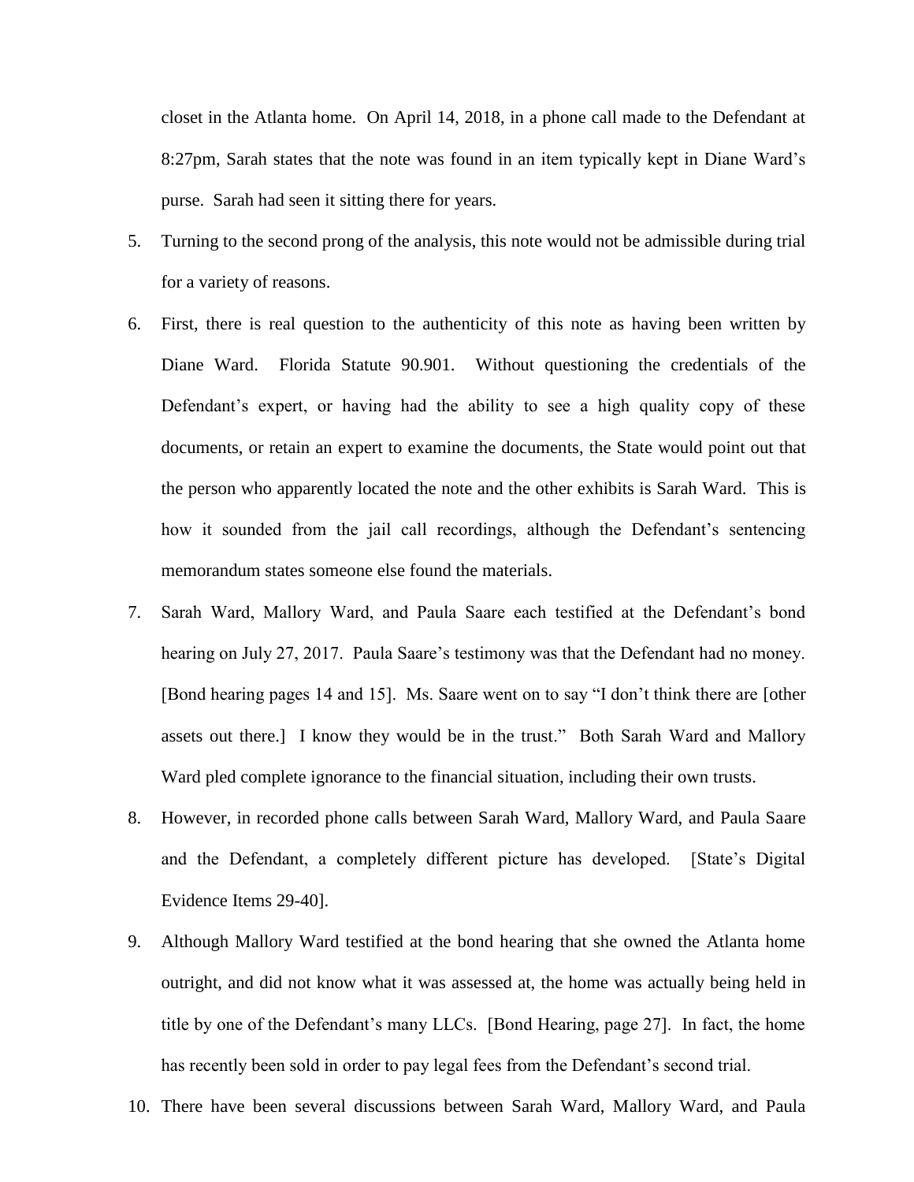closet in the Atlanta home. On April 14, 2018, in a phone call made to the Defendant at 8:27pm, Sarah states that the note was found in an item typically kept in Diane Ward's purse. Sarah had seen it sitting there for years.

5. Turning to the second prong of the analysis, this note would not be admissible during trial for a variety of reasons.

6. First, there is real question to the authenticity of this note as having been written by Diane Ward. Florida Statute 90.901. Without questioning the credentials of the Defendant's expert, or having had the ability to see a high quality copy of these documents, or retain an expert to examine the documents, the State would point out that the person who apparently located the note and the other exhibits is Sarah Ward. This is how it sounded from the jail call recordings, although the Defendant's sentencing memorandum states someone else found the materials.

7. Sarah Ward, Mallory Ward, and Paula Saare each testified at the Defendant's bond hearing on July 27, 2017. Paula Saare's testimony was that the Defendant had no money. [Bond hearing pages 14 and 15]. Ms. Saare went on to say "I don't think there are [other assets out there.] I know they would be in the trust." Both Sarah Ward and Mallory Ward pled complete ignorance to the financial situation, including their own trusts.

8. However, in recorded phone calls between Sarah Ward, Mallory Ward, and Paula Saare and the Defendant, a completely different picture has developed. [State's Digital Evidence Items 29-40].

9. Although Mallory Ward testified at the bond hearing that she owned the Atlanta home outright, and did not know what it was assessed at, the home was actually being held in title by one of the Defendant's many LLCs. [Bond Hearing, page 27]. In fact, the home has recently been sold in order to pay legal fees from the Defendant's second trial.

10. There have been several discussions between Sarah Ward, Mallory Ward, and Paula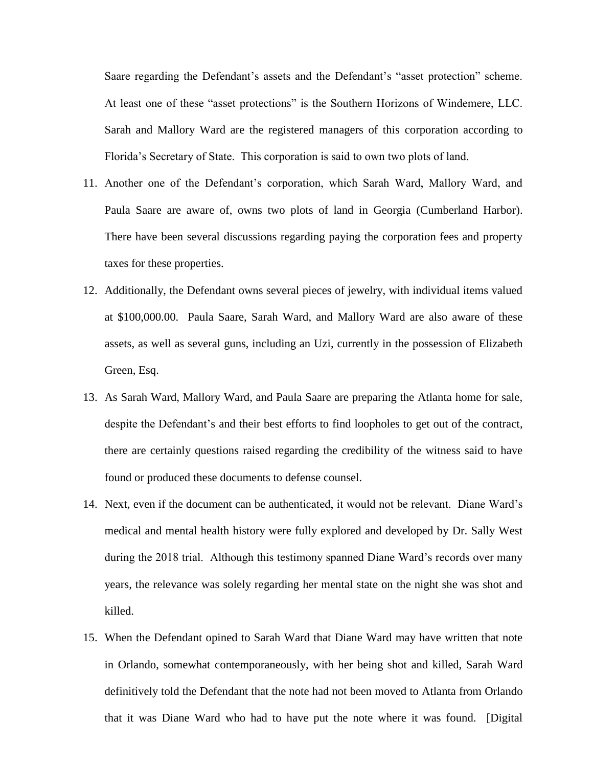Saare regarding the Defendant's assets and the Defendant's "asset protection" scheme. At least one of these "asset protections" is the Southern Horizons of Windemere, LLC. Sarah and Mallory Ward are the registered managers of this corporation according to Florida's Secretary of State. This corporation is said to own two plots of land.

11. Another one of the Defendant's corporation, which Sarah Ward, Mallory Ward, and Paula Saare are aware of, owns two plots of land in Georgia (Cumberland Harbor). There have been several discussions regarding paying the corporation fees and property taxes for these properties.

12. Additionally, the Defendant owns several pieces of jewelry, with individual items valued at $100,000.00. Paula Saare, Sarah Ward, and Mallory Ward are also aware of these assets, as well as several guns, including an Uzi, currently in the possession of Elizabeth Green, Esq.

13. As Sarah Ward, Mallory Ward, and Paula Saare are preparing the Atlanta home for sale, despite the Defendant's and their best efforts to find loopholes to get out of the contract, there are certainly questions raised regarding the credibility of the witness said to have found or produced these documents to defense counsel.

14. Next, even if the document can be authenticated, it would not be relevant. Diane Ward's medical and mental health history were fully explored and developed by Dr. Sally West during the 2018 trial. Although this testimony spanned Diane Ward's records over many years, the relevance was solely regarding her mental state on the night she was shot and killed.

15. When the Defendant opined to Sarah Ward that Diane Ward may have written that note in Orlando, somewhat contemporaneously, with her being shot and killed, Sarah Ward definitively told the Defendant that the note had not been moved to Atlanta from Orlando that it was Diane Ward who had to have put the note where it was found. [Digital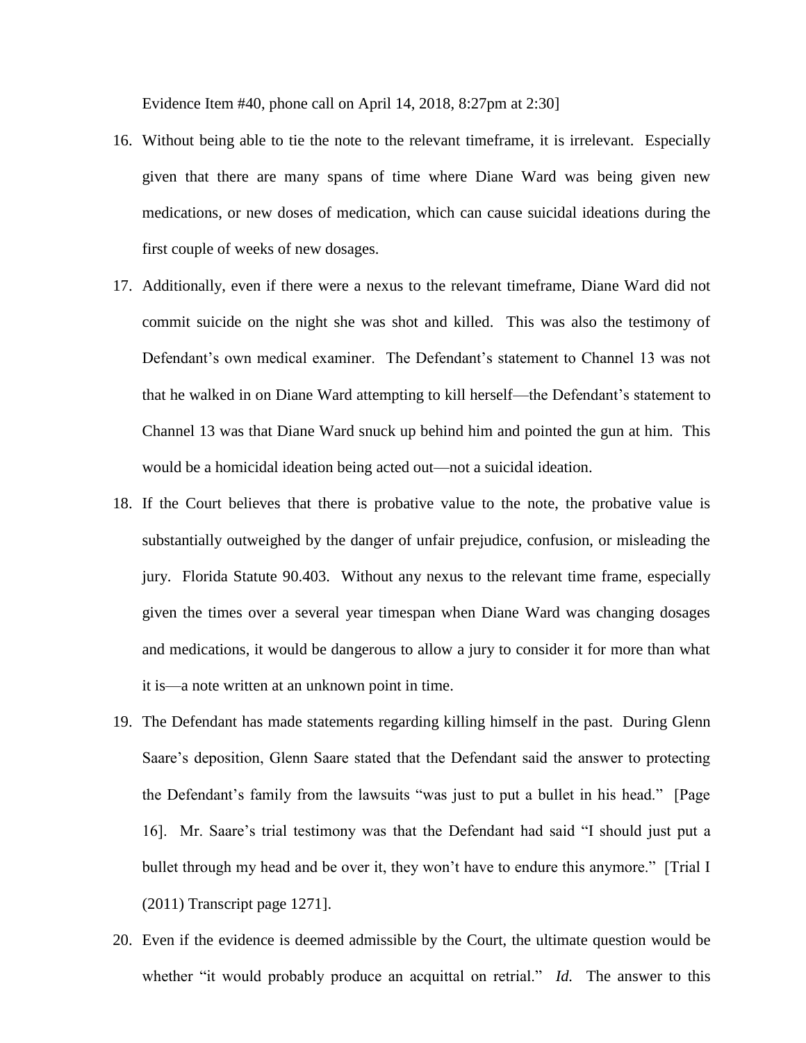Evidence Item #40, phone call on April 14, 2018, 8:27pm at 2:30]

16. Without being able to tie the note to the relevant timeframe, it is irrelevant. Especially given that there are many spans of time where Diane Ward was being given new medications, or new doses of medication, which can cause suicidal ideations during the first couple of weeks of new dosages.

17. Additionally, even if there were a nexus to the relevant timeframe, Diane Ward did not commit suicide on the night she was shot and killed. This was also the testimony of Defendant's own medical examiner. The Defendant's statement to Channel 13 was not that he walked in on Diane Ward attempting to kill herself—the Defendant's statement to Channel 13 was that Diane Ward snuck up behind him and pointed the gun at him. This would be a homicidal ideation being acted out—not a suicidal ideation.

18. If the Court believes that there is probative value to the note, the probative value is substantially outweighed by the danger of unfair prejudice, confusion, or misleading the jury. Florida Statute 90.403. Without any nexus to the relevant time frame, especially given the times over a several year timespan when Diane Ward was changing dosages and medications, it would be dangerous to allow a jury to consider it for more than what it is—a note written at an unknown point in time.

19. The Defendant has made statements regarding killing himself in the past. During Glenn Saare's deposition, Glenn Saare stated that the Defendant said the answer to protecting the Defendant's family from the lawsuits "was just to put a bullet in his head." [Page 16]. Mr. Saare's trial testimony was that the Defendant had said "I should just put a bullet through my head and be over it, they won't have to endure this anymore." [Trial I (2011) Transcript page 1271].

20. Even if the evidence is deemed admissible by the Court, the ultimate question would be whether "it would probably produce an acquittal on retrial." *Id.* The answer to this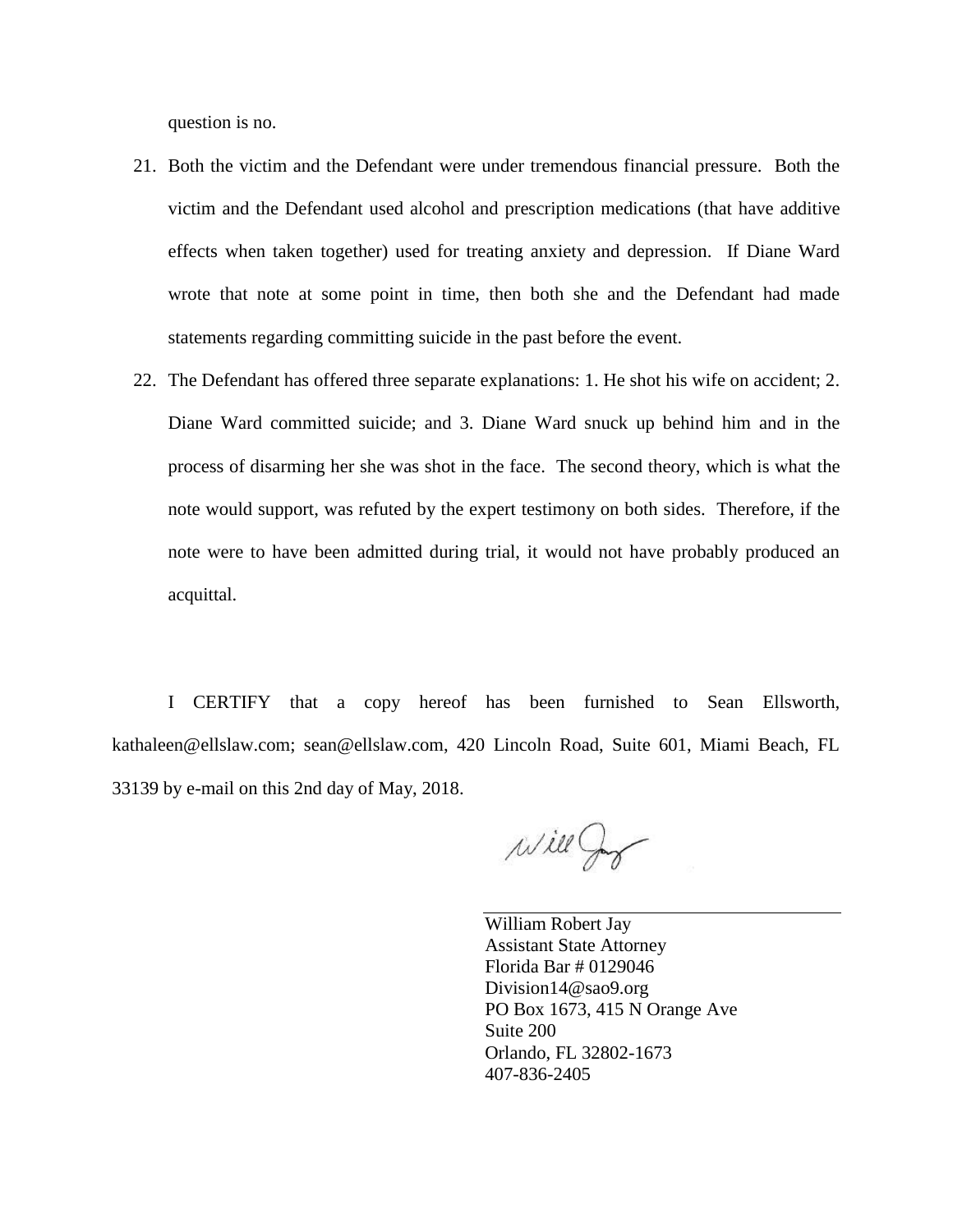question is no.

21. Both the victim and the Defendant were under tremendous financial pressure. Both the victim and the Defendant used alcohol and prescription medications (that have additive effects when taken together) used for treating anxiety and depression. If Diane Ward wrote that note at some point in time, then both she and the Defendant had made statements regarding committing suicide in the past before the event.

22. The Defendant has offered three separate explanations: 1. He shot his wife on accident; 2. Diane Ward committed suicide; and 3. Diane Ward snuck up behind him and in the process of disarming her she was shot in the face. The second theory, which is what the note would support, was refuted by the expert testimony on both sides. Therefore, if the note were to have been admitted during trial, it would not have probably produced an acquittal.

I CERTIFY that a copy hereof has been furnished to Sean Ellsworth, kathaleen@ellslaw.com; sean@ellslaw.com, 420 Lincoln Road, Suite 601, Miami Beach, FL 33139 by e-mail on this 2nd day of May, 2018.

William Robert Jay
Assistant State Attorney
Florida Bar # 0129046
Division14@sao9.org
PO Box 1673, 415 N Orange Ave
Suite 200
Orlando, FL 32802-1673
407-836-2405